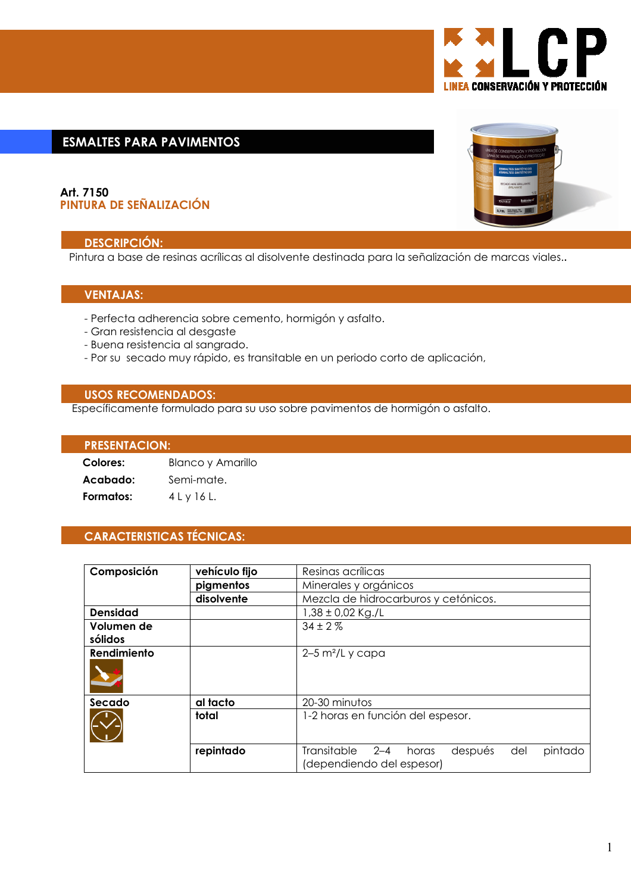LCP
LINEA CONSERVACIÓN Y PROTECCIÓN

## ESMALTES PARA PAVIMENTOS

**Art. 7150**
**PINTURA DE SEÑALIZACIÓN**

### DESCRIPCIÓN:

Pintura a base de resinas acrílicas al disolvente destinada para la señalización de marcas viales..

### VENTAJAS:

- Perfecta adherencia sobre cemento, hormigón y asfalto.
- Gran resistencia al desgaste
- Buena resistencia al sangrado.
- Por su secado muy rápido, es transitable en un periodo corto de aplicación,

### USOS RECOMENDADOS:

Específicamente formulado para su uso sobre pavimentos de hormigón o asfalto.

### PRESENTACION:

**Colores:** Blanco y Amarillo
**Acabado:** Semi-mate.
**Formatos:** 4 L y 16 L.

### CARACTERISTICAS TÉCNICAS:

| | | |
|---|---|---|
| **Composición** | **vehículo fijo** | Resinas acrílicas |
| | **pigmentos** | Minerales y orgánicos |
| | **disolvente** | Mezcla de hidrocarburos y cetónicos. |
| **Densidad** | | 1,38 ± 0,02 Kg./L |
| **Volumen de sólidos** | | 34 ± 2 % |
| **Rendimiento** | | 2–5 m²/L y capa |
| **Secado** | **al tacto** | 20-30 minutos |
| | **total** | 1-2 horas en función del espesor. |
| | **repintado** | Transitable 2–4 horas después del pintado (dependiendo del espesor) |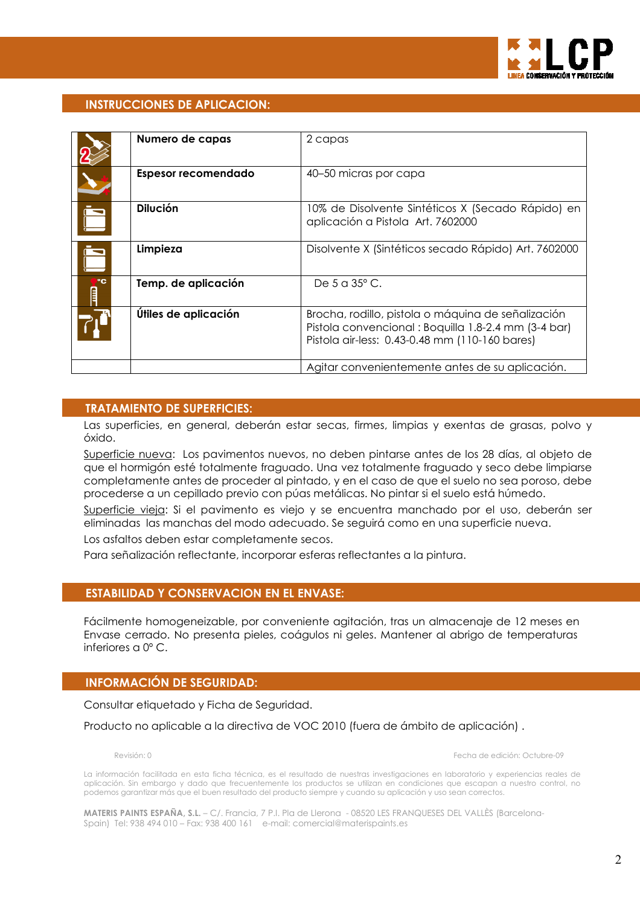## INSTRUCCIONES DE APLICACION:

| | | |
|---|---|---|
| | **Numero de capas** | 2 capas |
| | **Espesor recomendado** | 40–50 micras por capa |
| | **Dilución** | 10% de Disolvente Sintéticos X (Secado Rápido) en aplicación a Pistola Art. 7602000 |
| | **Limpieza** | Disolvente X (Sintéticos secado Rápido) Art. 7602000 |
| | **Temp. de aplicación** | De 5 a 35° C. |
| | **Útiles de aplicación** | Brocha, rodillo, pistola o máquina de señalización<br>Pistola convencional : Boquilla 1.8-2.4 mm (3-4 bar)<br>Pistola air-less: 0.43-0.48 mm (110-160 bares) |
| | | Agitar convenientemente antes de su aplicación. |

## TRATAMIENTO DE SUPERFICIES:

Las superficies, en general, deberán estar secas, firmes, limpias y exentas de grasas, polvo y óxido.

Superficie nueva: Los pavimentos nuevos, no deben pintarse antes de los 28 días, al objeto de que el hormigón esté totalmente fraguado. Una vez totalmente fraguado y seco debe limpiarse completamente antes de proceder al pintado, y en el caso de que el suelo no sea poroso, debe procederse a un cepillado previo con púas metálicas. No pintar si el suelo está húmedo.

Superficie vieja: Si el pavimento es viejo y se encuentra manchado por el uso, deberán ser eliminadas las manchas del modo adecuado. Se seguirá como en una superficie nueva.

Los asfaltos deben estar completamente secos.

Para señalización reflectante, incorporar esferas reflectantes a la pintura.

## ESTABILIDAD Y CONSERVACION EN EL ENVASE:

Fácilmente homogeneizable, por conveniente agitación, tras un almacenaje de 12 meses en Envase cerrado. No presenta pieles, coágulos ni geles. Mantener al abrigo de temperaturas inferiores a 0° C.

## INFORMACIÓN DE SEGURIDAD:

Consultar etiquetado y Ficha de Seguridad.

Producto no aplicable a la directiva de VOC 2010 (fuera de ámbito de aplicación) .

Revisión: 0

Fecha de edición: Octubre-09

La información facilitada en esta ficha técnica, es el resultado de nuestras investigaciones en laboratorio y experiencias reales de aplicación. Sin embargo y dado que frecuentemente los productos se utilizan en condiciones que escapan a nuestro control, no podemos garantizar más que el buen resultado del producto siempre y cuando su aplicación y uso sean correctos.

**MATERIS PAINTS ESPAÑA, S.L.** – C/. Francia, 7 P.I. Pla de Llerona - 08520 LES FRANQUESES DEL VALLÈS (Barcelona-Spain) Tel: 938 494 010 – Fax: 938 400 161 e-mail: comercial@materispaints.es